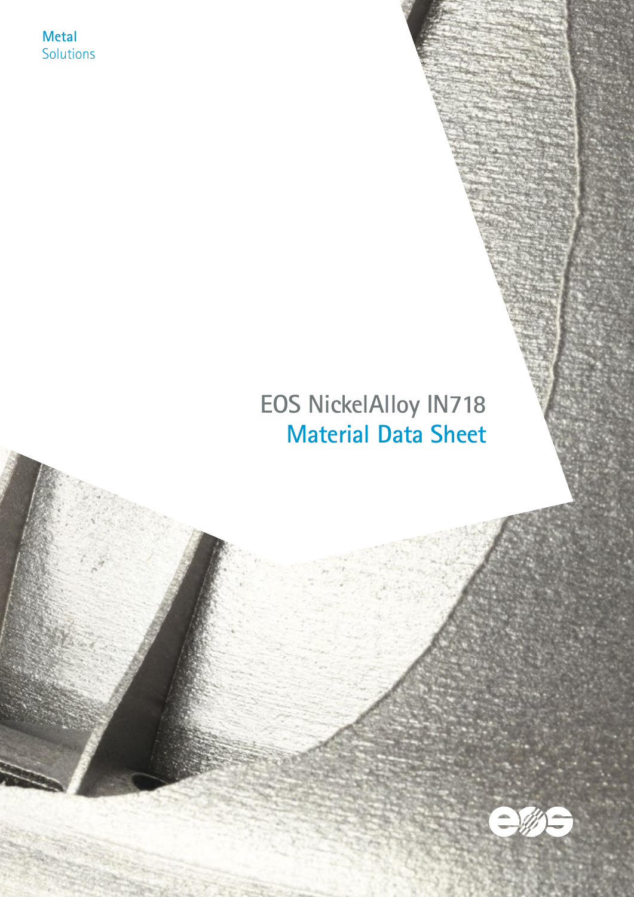Metal
Solutions

# EOS NickelAlloy IN718

## Material Data Sheet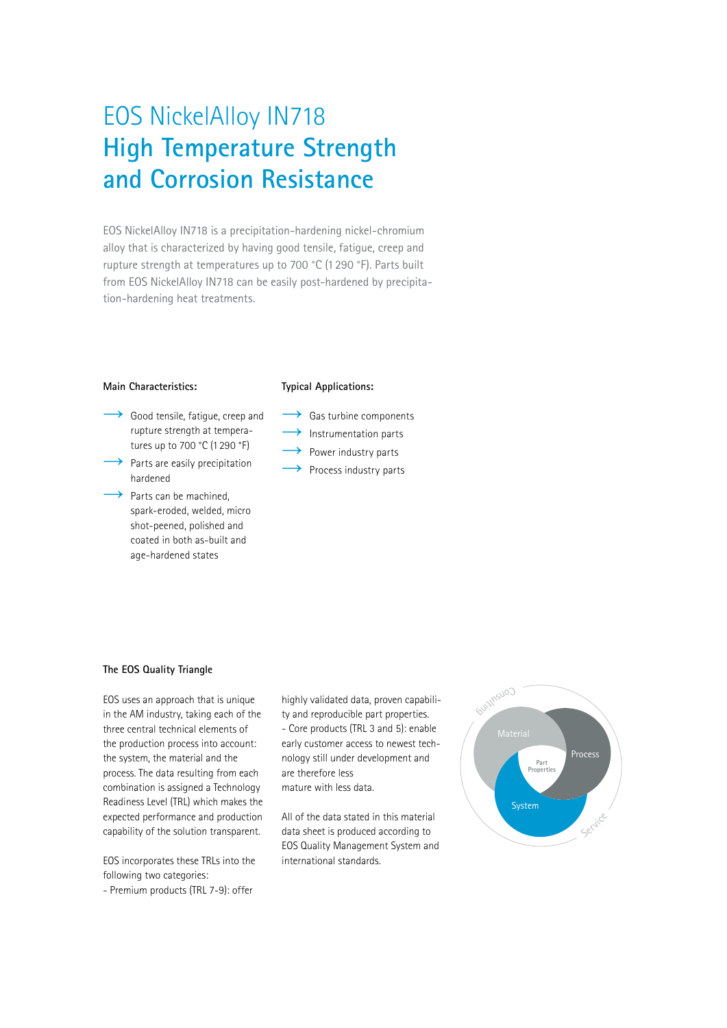# EOS NickelAlloy IN718

## High Temperature Strength and Corrosion Resistance

EOS NickelAlloy IN718 is a precipitation-hardening nickel-chromium alloy that is characterized by having good tensile, fatigue, creep and rupture strength at temperatures up to 700 °C (1 290 °F). Parts built from EOS NickelAlloy IN718 can be easily post-hardened by precipitation-hardening heat treatments.

**Main Characteristics:**

- Good tensile, fatigue, creep and rupture strength at temperatures up to 700 °C (1 290 °F)
- Parts are easily precipitation hardened
- Parts can be machined, spark-eroded, welded, micro shot-peened, polished and coated in both as-built and age-hardened states

**Typical Applications:**

- Gas turbine components
- Instrumentation parts
- Power industry parts
- Process industry parts

**The EOS Quality Triangle**

EOS uses an approach that is unique in the AM industry, taking each of the three central technical elements of the production process into account: the system, the material and the process. The data resulting from each combination is assigned a Technology Readiness Level (TRL) which makes the expected performance and production capability of the solution transparent.

EOS incorporates these TRLs into the following two categories:
- Premium products (TRL 7-9): offer highly validated data, proven capability and reproducible part properties.
- Core products (TRL 3 and 5): enable early customer access to newest technology still under development and are therefore less mature with less data.

All of the data stated in this material data sheet is produced according to EOS Quality Management System and international standards.

Consulting
Material
Process
Part Properties
System
Service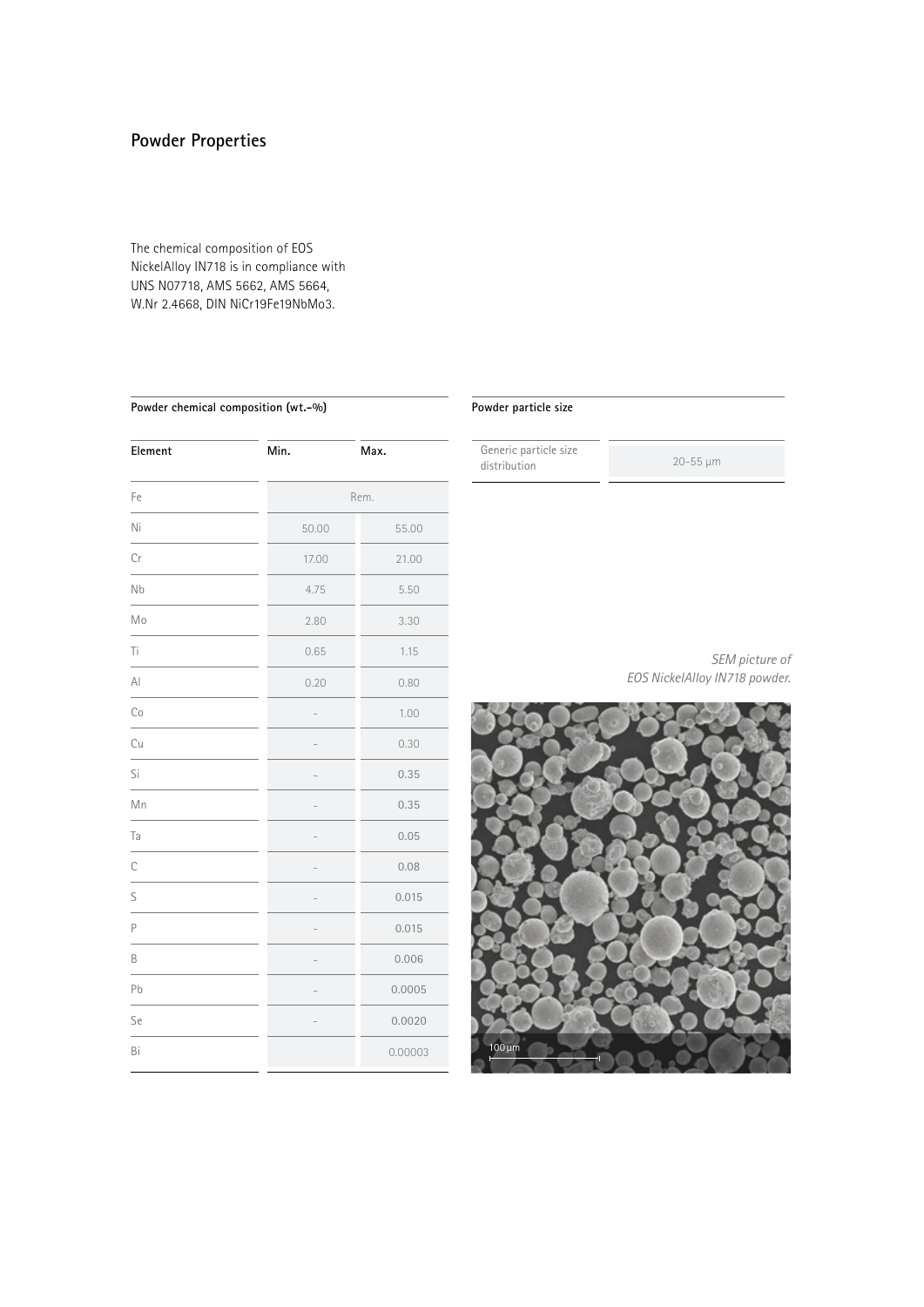## Powder Properties

The chemical composition of EOS NickelAlloy IN718 is in compliance with UNS N07718, AMS 5662, AMS 5664, W.Nr 2.4668, DIN NiCr19Fe19NbMo3.

**Powder chemical composition (wt.-%)**

| Element | Min. | Max. |
|---|---|---|
| Fe | Rem. | |
| Ni | 50.00 | 55.00 |
| Cr | 17.00 | 21.00 |
| Nb | 4.75 | 5.50 |
| Mo | 2.80 | 3.30 |
| Ti | 0.65 | 1.15 |
| Al | 0.20 | 0.80 |
| Co | - | 1.00 |
| Cu | - | 0.30 |
| Si | - | 0.35 |
| Mn | - | 0.35 |
| Ta | - | 0.05 |
| C | - | 0.08 |
| S | - | 0.015 |
| P | - | 0.015 |
| B | - | 0.006 |
| Pb | - | 0.0005 |
| Se | - | 0.0020 |
| Bi | | 0.00003 |

**Powder particle size**

| | |
|---|---|
| Generic particle size distribution | 20-55 µm |

*SEM picture of EOS NickelAlloy IN718 powder.*

100 µm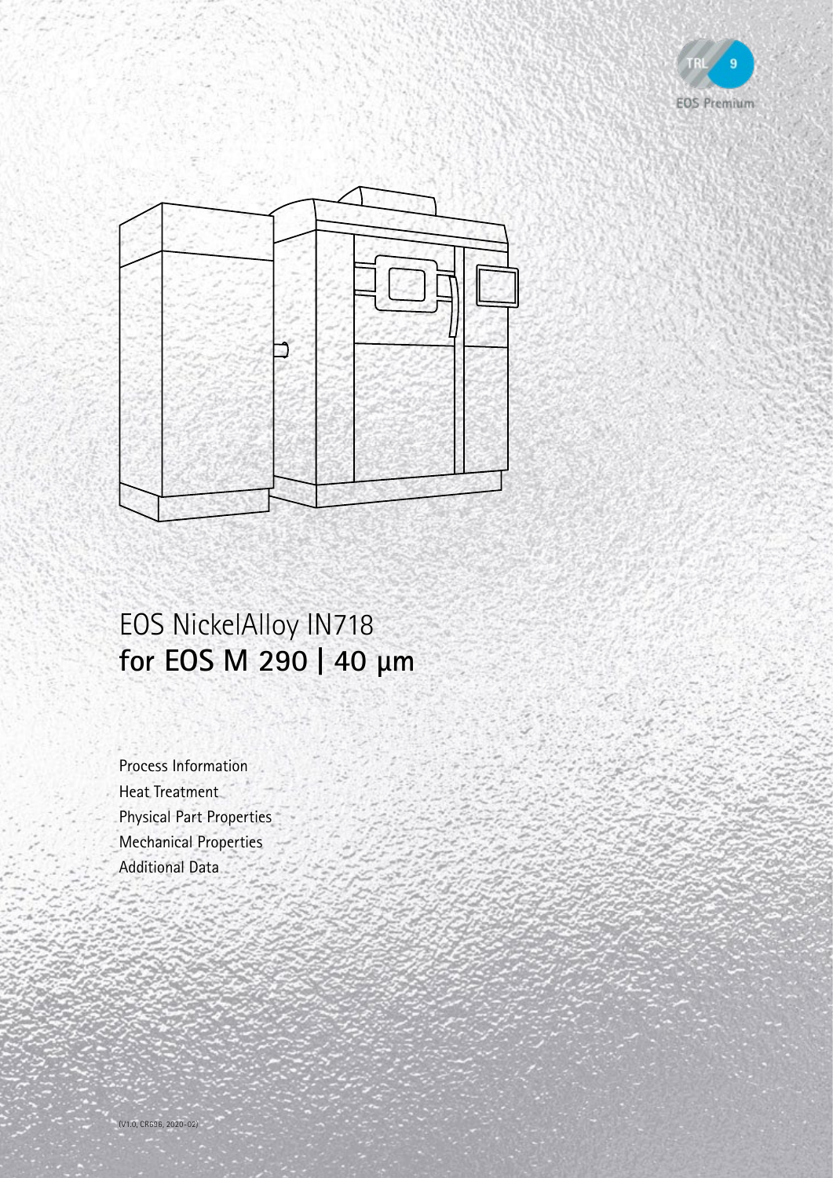TRL 9

EOS Premium

# EOS NickelAlloy IN718
## for EOS M 290 | 40 µm

Process Information

Heat Treatment

Physical Part Properties

Mechanical Properties

Additional Data

(V1.0, CRG36, 2020-02)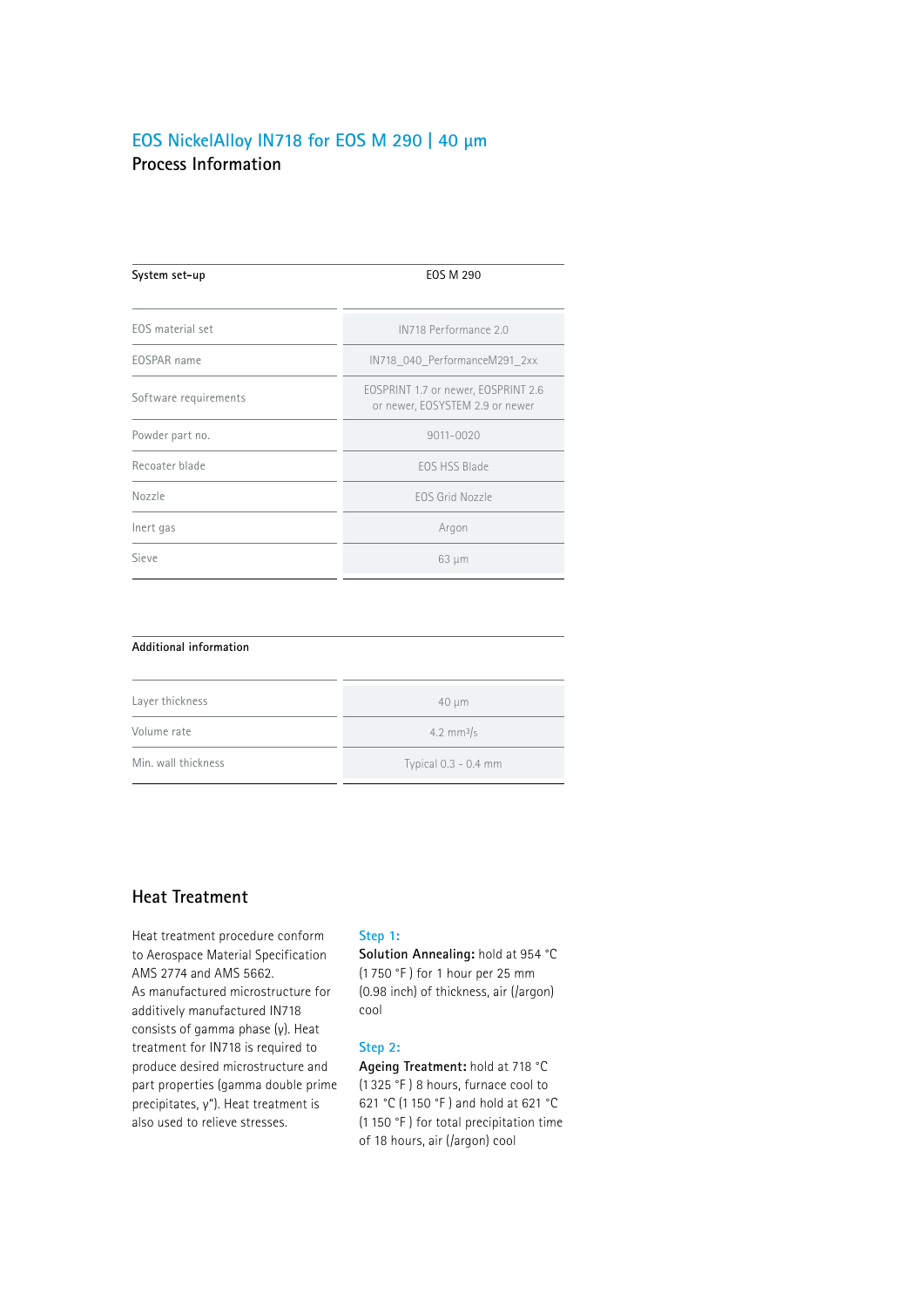# EOS NickelAlloy IN718 for EOS M 290 | 40 μm

## Process Information

| System set-up | EOS M 290 |
| --- | --- |
| EOS material set | IN718 Performance 2.0 |
| EOSPAR name | IN718_040_PerformanceM291_2xx |
| Software requirements | EOSPRINT 1.7 or newer, EOSPRINT 2.6 or newer, EOSYSTEM 2.9 or newer |
| Powder part no. | 9011-0020 |
| Recoater blade | EOS HSS Blade |
| Nozzle | EOS Grid Nozzle |
| Inert gas | Argon |
| Sieve | 63 μm |

| Additional information | |
| --- | --- |
| Layer thickness | 40 μm |
| Volume rate | 4.2 $mm^3/s$ |
| Min. wall thickness | Typical 0.3 - 0.4 mm |

## Heat Treatment

Heat treatment procedure conform to Aerospace Material Specification AMS 2774 and AMS 5662. As manufactured microstructure for additively manufactured IN718 consists of gamma phase (γ). Heat treatment for IN718 is required to produce desired microstructure and part properties (gamma double prime precipitates, γ''). Heat treatment is also used to relieve stresses.

**Step 1:**
**Solution Annealing:** hold at 954 °C (1 750 °F ) for 1 hour per 25 mm (0.98 inch) of thickness, air (/argon) cool

**Step 2:**
**Ageing Treatment:** hold at 718 °C (1 325 °F ) 8 hours, furnace cool to 621 °C (1 150 °F ) and hold at 621 °C (1 150 °F ) for total precipitation time of 18 hours, air (/argon) cool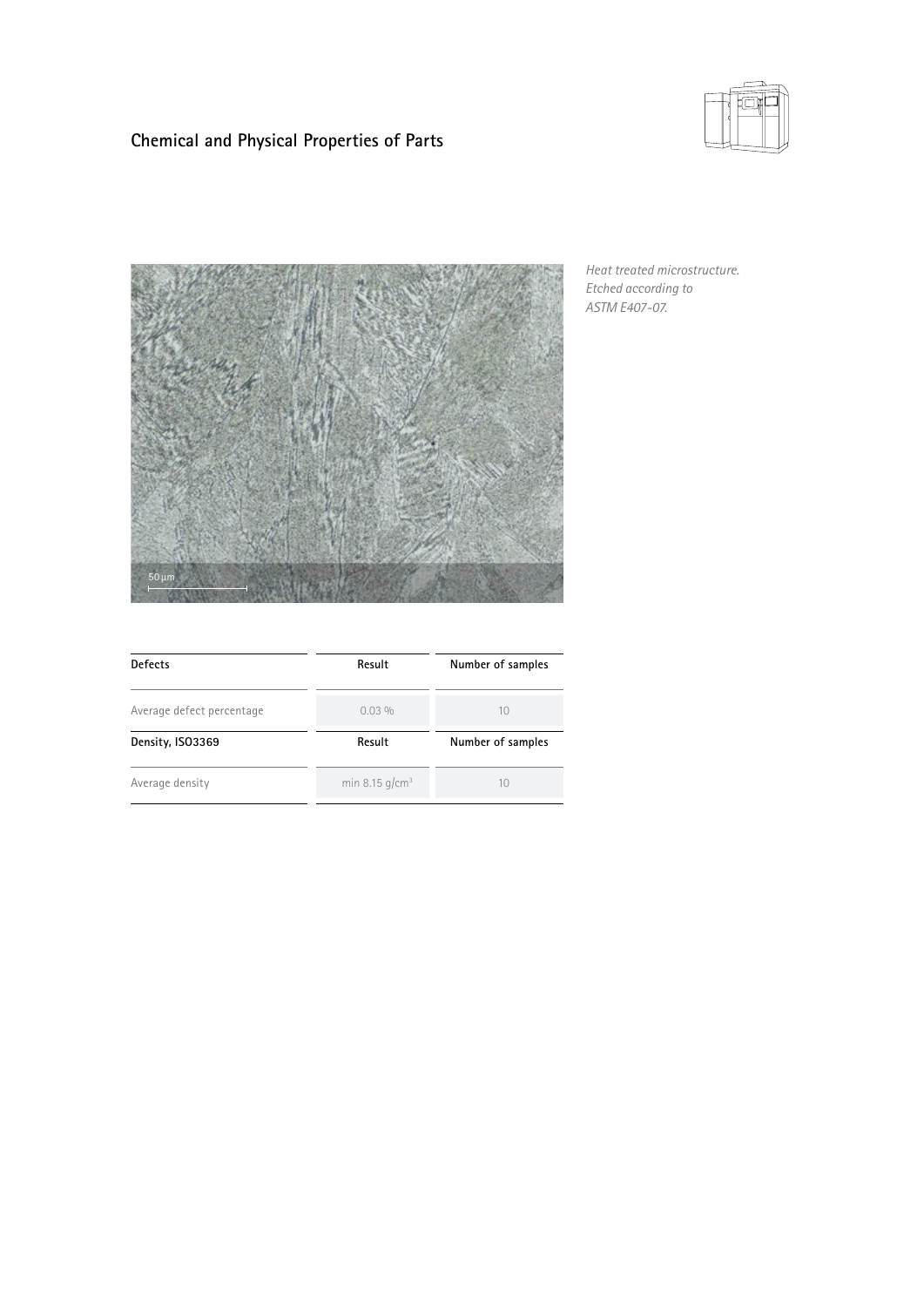## Chemical and Physical Properties of Parts

*Heat treated microstructure. Etched according to ASTM E407-07.*

| Defects | Result | Number of samples |
| --- | --- | --- |
| Average defect percentage | 0.03 % | 10 |
| **Density, ISO3369** | **Result** | **Number of samples** |
| Average density | min 8.15 g/cm³ | 10 |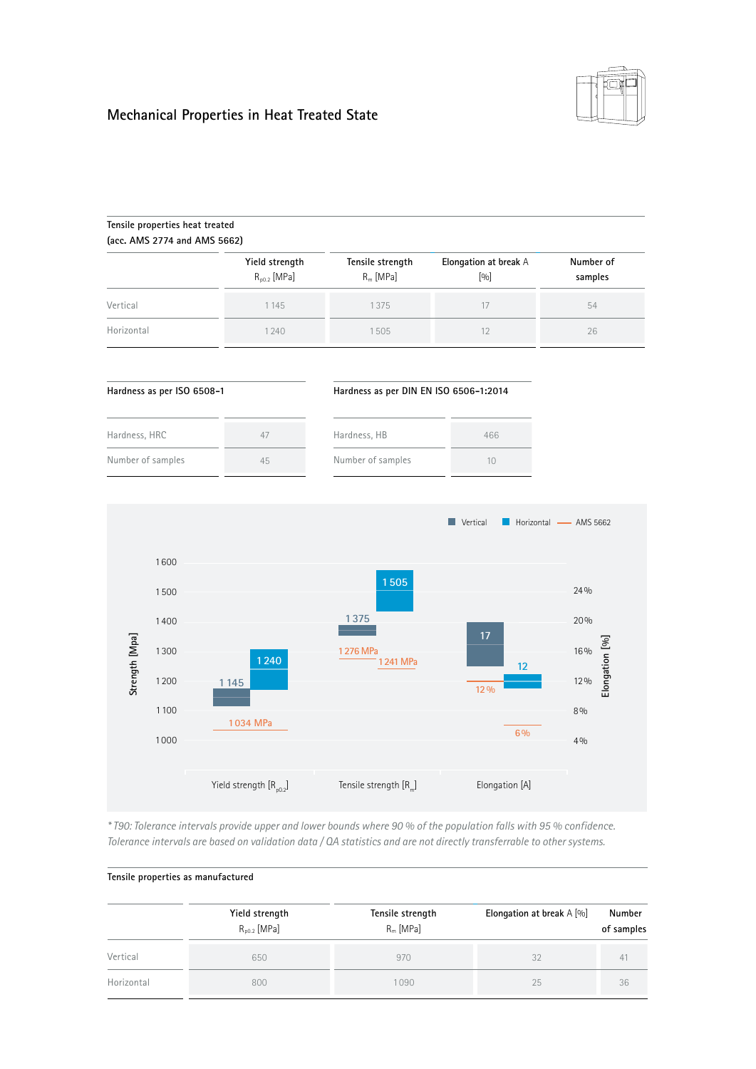## Mechanical Properties in Heat Treated State

**Tensile properties heat treated (acc. AMS 2774 and AMS 5662)**

| | Yield strength $R_{p0.2}$ [MPa] | Tensile strength $R_m$ [MPa] | Elongation at break A [%] | Number of samples |
|---|---|---|---|---|
| Vertical | 1 145 | 1 375 | 17 | 54 |
| Horizontal | 1 240 | 1 505 | 12 | 26 |

| Hardness as per ISO 6508-1 | |
|---|---|
| Hardness, HRC | 47 |
| Number of samples | 45 |

| Hardness as per DIN EN ISO 6506-1:2014 | |
|---|---|
| Hardness, HB | 466 |
| Number of samples | 10 |

Vertical | Horizontal | AMS 5662

Strength [Mpa]: 1 600, 1 500, 1 400, 1 300, 1 200, 1 100, 1 000

Elongation [%]: 24 %, 20 %, 16 %, 12 %, 8 %, 4 %

Yield strength [$R_{p0.2}$]: 1 145, 1 240, 1 034 MPa

Tensile strength [$R_m$]: 1 375, 1 505, 1 276 MPa, 1 241 MPa

Elongation [A]: 17, 12, 12 %, 6 %

*\* T90: Tolerance intervals provide upper and lower bounds where 90 % of the population falls with 95 % confidence. Tolerance intervals are based on validation data / QA statistics and are not directly transferrable to other systems.*

**Tensile properties as manufactured**

| | Yield strength $R_{p0.2}$ [MPa] | Tensile strength $R_m$ [MPa] | Elongation at break A [%] | Number of samples |
|---|---|---|---|---|
| Vertical | 650 | 970 | 32 | 41 |
| Horizontal | 800 | 1 090 | 25 | 36 |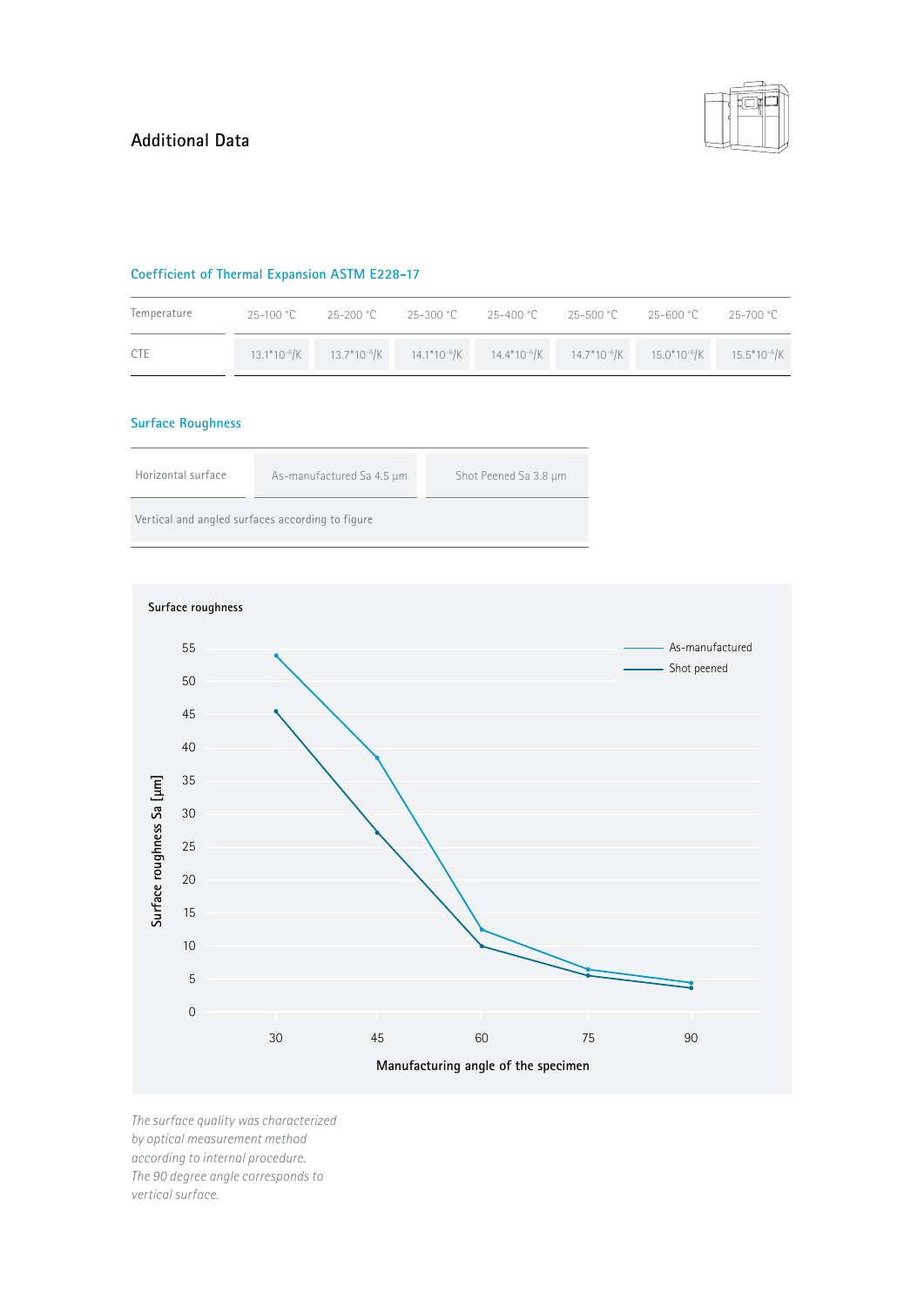## Additional Data

### Coefficient of Thermal Expansion ASTM E228-17

| Temperature | 25-100 °C | 25-200 °C | 25-300 °C | 25-400 °C | 25-500 °C | 25-600 °C | 25-700 °C |
|---|---|---|---|---|---|---|---|
| CTE | $13.1 \cdot 10^{-6}$/K | $13.7 \cdot 10^{-6}$/K | $14.1 \cdot 10^{-6}$/K | $14.4 \cdot 10^{-6}$/K | $14.7 \cdot 10^{-6}$/K | $15.0 \cdot 10^{-6}$/K | $15.5 \cdot 10^{-6}$/K |

### Surface Roughness

| Horizontal surface | As-manufactured Sa 4.5 µm | Shot Peened Sa 3.8 µm |
|---|---|---|
| Vertical and angled surfaces according to figure | | |

**Surface roughness**

| Manufacturing angle of the specimen | As-manufactured Sa [µm] (approx.) | Shot peened Sa [µm] (approx.) |
|---|---|---|
| 30 | 54 | 45.5 |
| 45 | 38.5 | 27 |
| 60 | 12.5 | 10 |
| 75 | 6.5 | 5.5 |
| 90 | 4.5 | 3.8 |

*The surface quality was characterized by optical measurement method according to internal procedure. The 90 degree angle corresponds to vertical surface.*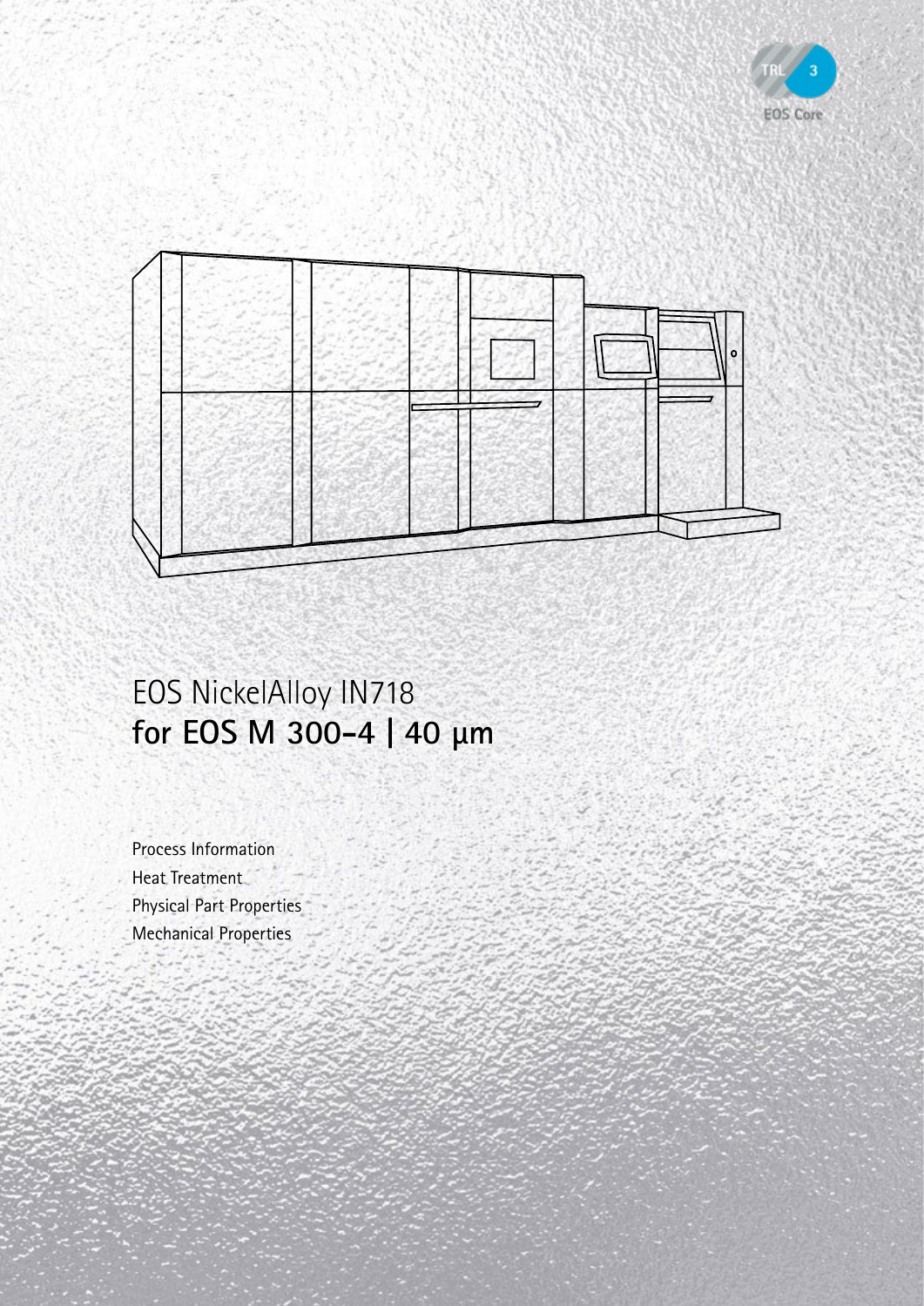TRL 3

EOS Core

# EOS NickelAlloy IN718
## for EOS M 300-4 | 40 µm

Process Information

Heat Treatment

Physical Part Properties

Mechanical Properties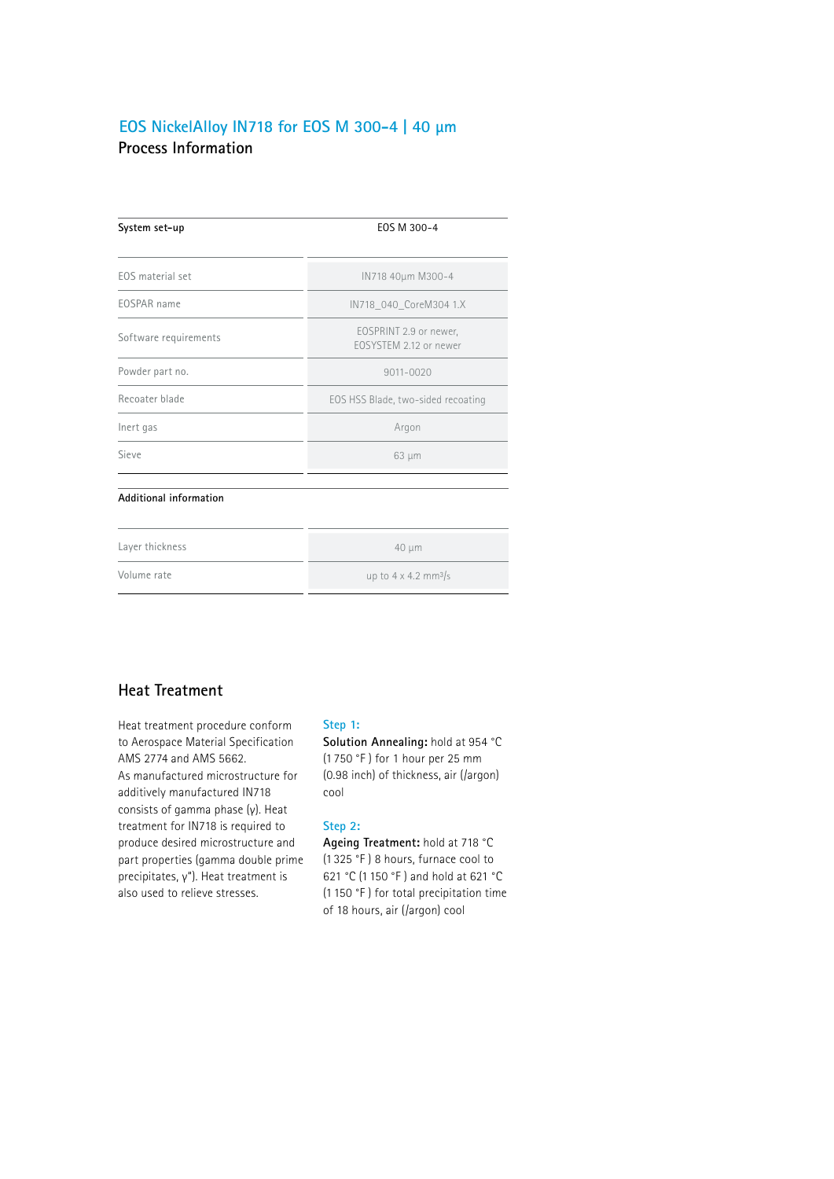# EOS NickelAlloy IN718 for EOS M 300-4 | 40 µm

## Process Information

| System set-up | EOS M 300-4 |
| --- | --- |
| EOS material set | IN718 40µm M300-4 |
| EOSPAR name | IN718_040_CoreM304 1.X |
| Software requirements | EOSPRINT 2.9 or newer, EOSYSTEM 2.12 or newer |
| Powder part no. | 9011-0020 |
| Recoater blade | EOS HSS Blade, two-sided recoating |
| Inert gas | Argon |
| Sieve | 63 µm |

| Additional information | |
| --- | --- |
| Layer thickness | 40 µm |
| Volume rate | up to 4 x 4.2 mm³/s |

## Heat Treatment

Heat treatment procedure conform to Aerospace Material Specification AMS 2774 and AMS 5662.
As manufactured microstructure for additively manufactured IN718 consists of gamma phase (γ). Heat treatment for IN718 is required to produce desired microstructure and part properties (gamma double prime precipitates, γ''). Heat treatment is also used to relieve stresses.

**Step 1:**
**Solution Annealing:** hold at 954 °C (1 750 °F ) for 1 hour per 25 mm (0.98 inch) of thickness, air (/argon) cool

**Step 2:**
**Ageing Treatment:** hold at 718 °C (1 325 °F ) 8 hours, furnace cool to 621 °C (1 150 °F ) and hold at 621 °C (1 150 °F ) for total precipitation time of 18 hours, air (/argon) cool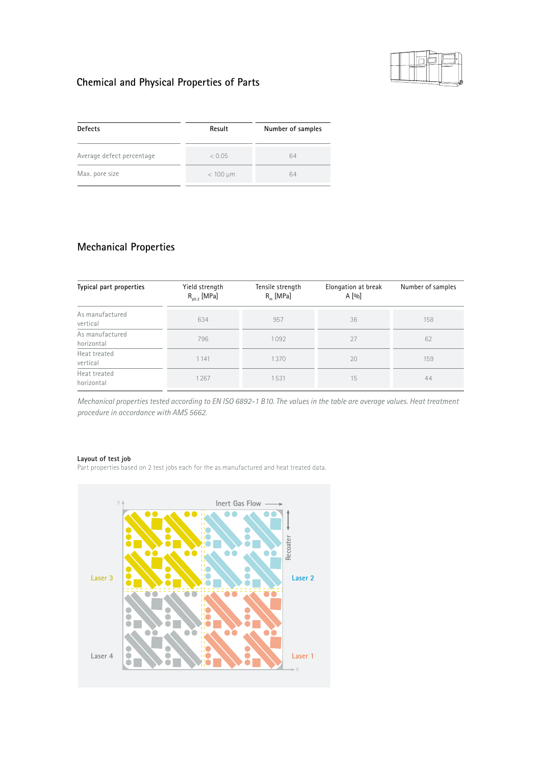## Chemical and Physical Properties of Parts

| Defects | Result | Number of samples |
|---|---|---|
| Average defect percentage | < 0.05 | 64 |
| Max. pore size | < 100 µm | 64 |

## Mechanical Properties

| Typical part properties | Yield strength $R_{p0.2}$ [MPa] | Tensile strength $R_m$ [MPa] | Elongation at break A [%] | Number of samples |
|---|---|---|---|---|
| As manufactured vertical | 634 | 957 | 36 | 158 |
| As manufactured horizontal | 796 | 1 092 | 27 | 62 |
| Heat treated vertical | 1 141 | 1 370 | 20 | 159 |
| Heat treated horizontal | 1 267 | 1 531 | 15 | 44 |

*Mechanical properties tested according to EN ISO 6892-1 B10. The values in the table are average values. Heat treatment procedure in accordance with AMS 5662.*

**Layout of test job**

Part properties based on 2 test jobs each for the as manufactured and heat treated data.

Inert Gas Flow

Recoater

Laser 3

Laser 2

Laser 4

Laser 1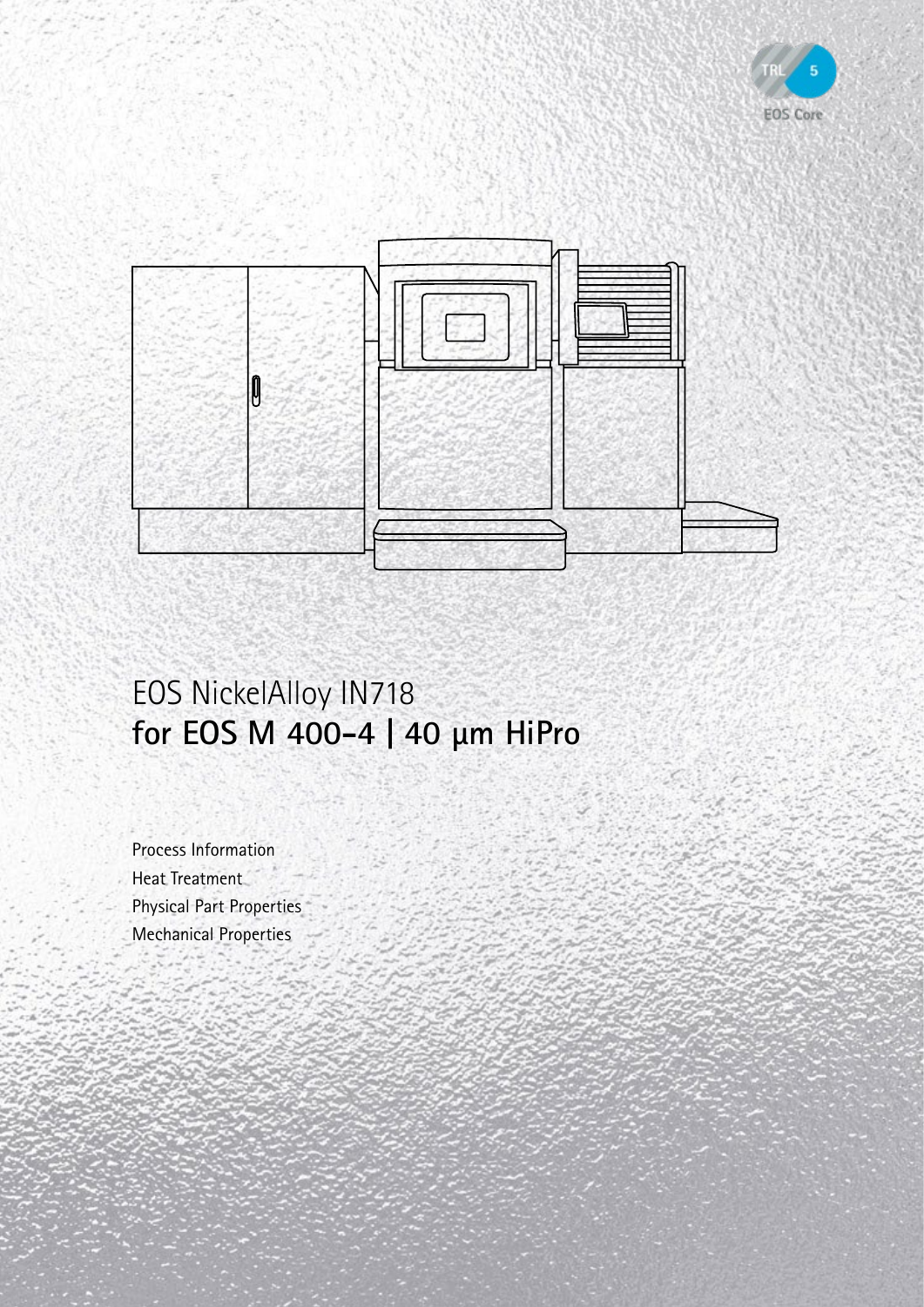TRL 5

EOS Core

# EOS NickelAlloy IN718
## for EOS M 400-4 | 40 µm HiPro

Process Information
Heat Treatment
Physical Part Properties
Mechanical Properties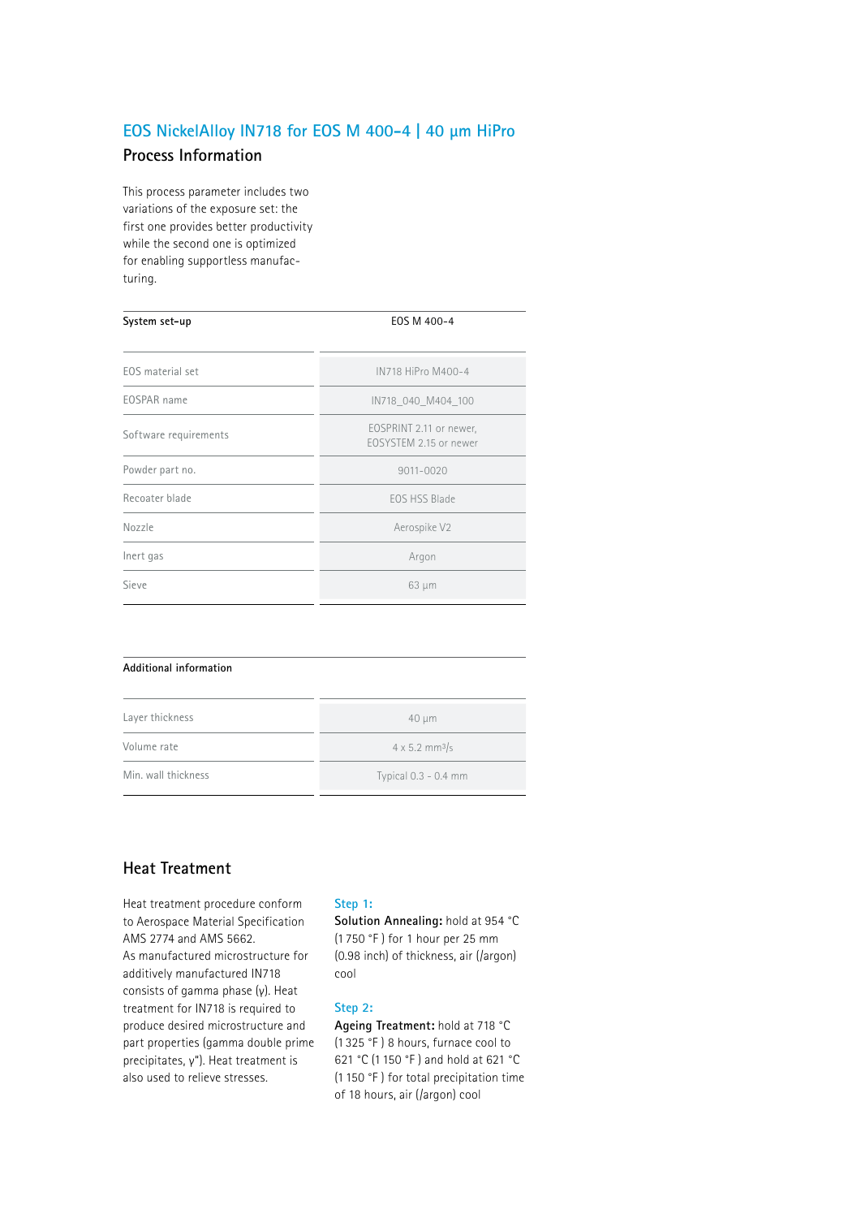## EOS NickelAlloy IN718 for EOS M 400-4 | 40 µm HiPro

### Process Information

This process parameter includes two variations of the exposure set: the first one provides better productivity while the second one is optimized for enabling supportless manufacturing.

| System set-up | EOS M 400-4 |
|---|---|
| EOS material set | IN718 HiPro M400-4 |
| EOSPAR name | IN718_040_M404_100 |
| Software requirements | EOSPRINT 2.11 or newer, EOSYSTEM 2.15 or newer |
| Powder part no. | 9011-0020 |
| Recoater blade | EOS HSS Blade |
| Nozzle | Aerospike V2 |
| Inert gas | Argon |
| Sieve | 63 µm |

| Additional information | |
|---|---|
| Layer thickness | 40 µm |
| Volume rate | 4 x 5.2 $mm^3/s$ |
| Min. wall thickness | Typical 0.3 - 0.4 mm |

## Heat Treatment

Heat treatment procedure conform to Aerospace Material Specification AMS 2774 and AMS 5662.
As manufactured microstructure for additively manufactured IN718 consists of gamma phase (γ). Heat treatment for IN718 is required to produce desired microstructure and part properties (gamma double prime precipitates, γ''). Heat treatment is also used to relieve stresses.

**Step 1:**
**Solution Annealing:** hold at 954 °C (1 750 °F ) for 1 hour per 25 mm (0.98 inch) of thickness, air (/argon) cool

**Step 2:**
**Ageing Treatment:** hold at 718 °C (1 325 °F ) 8 hours, furnace cool to 621 °C (1 150 °F ) and hold at 621 °C (1 150 °F ) for total precipitation time of 18 hours, air (/argon) cool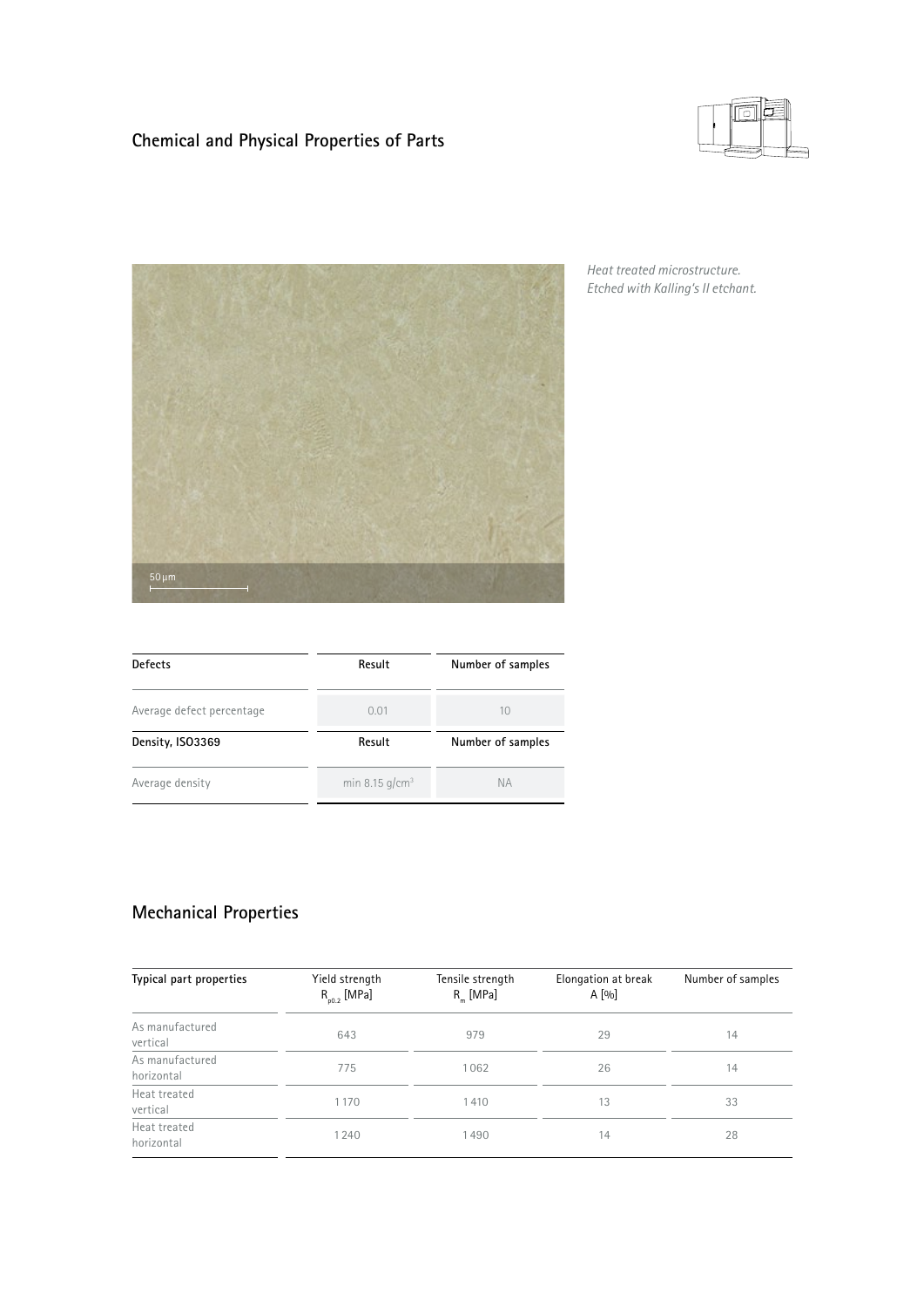## Chemical and Physical Properties of Parts

*Heat treated microstructure.*
*Etched with Kalling's II etchant.*

| Defects | Result | Number of samples |
|---|---|---|
| Average defect percentage | 0.01 | 10 |
| **Density, ISO3369** | **Result** | **Number of samples** |
| Average density | min 8.15 g/cm$^3$ | NA |

## Mechanical Properties

| Typical part properties | Yield strength $R_{p0.2}$ [MPa] | Tensile strength $R_m$ [MPa] | Elongation at break A [%] | Number of samples |
|---|---|---|---|---|
| As manufactured vertical | 643 | 979 | 29 | 14 |
| As manufactured horizontal | 775 | 1062 | 26 | 14 |
| Heat treated vertical | 1170 | 1410 | 13 | 33 |
| Heat treated horizontal | 1240 | 1490 | 14 | 28 |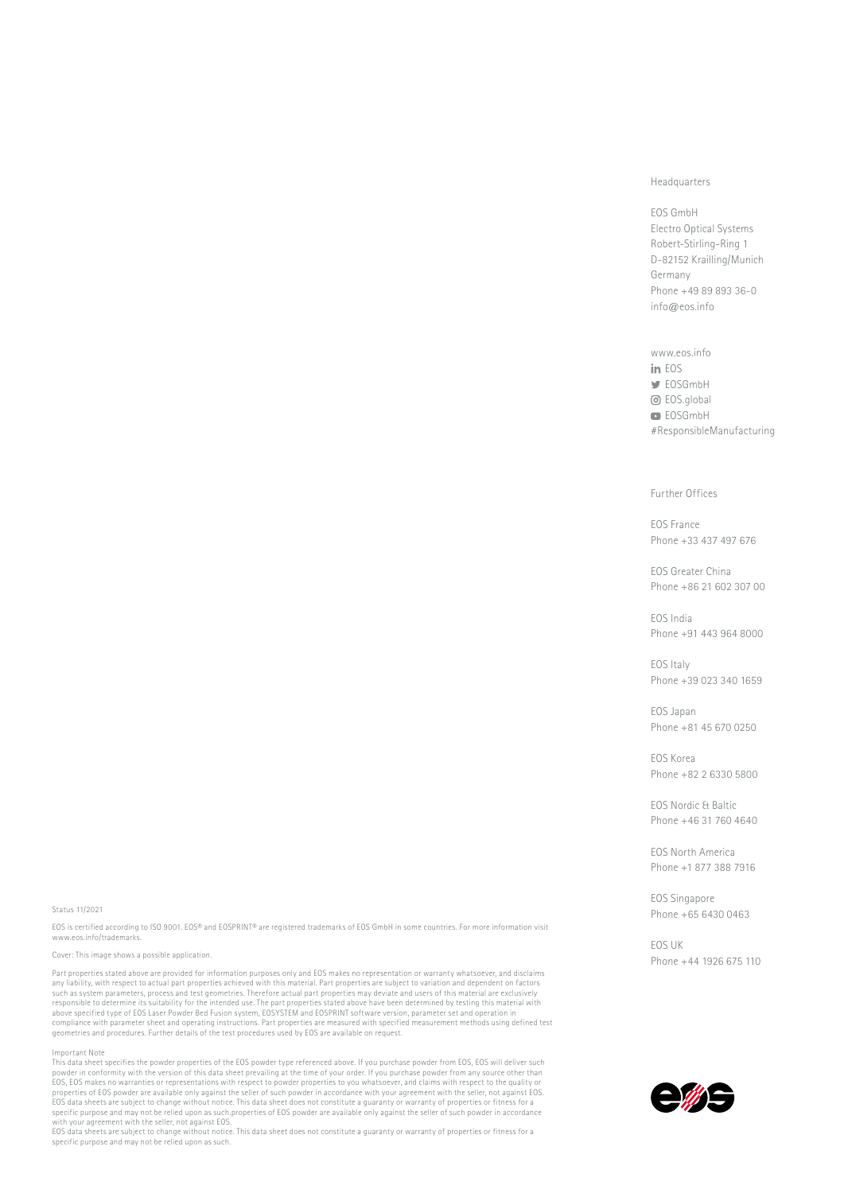Headquarters

EOS GmbH
Electro Optical Systems
Robert-Stirling-Ring 1
D-82152 Krailling/Munich
Germany
Phone +49 89 893 36-0
info@eos.info

www.eos.info
EOS
EOSGmbH
EOS.global
EOSGmbH
#ResponsibleManufacturing

Further Offices

EOS France
Phone +33 437 497 676

EOS Greater China
Phone +86 21 602 307 00

EOS India
Phone +91 443 964 8000

EOS Italy
Phone +39 023 340 1659

EOS Japan
Phone +81 45 670 0250

EOS Korea
Phone +82 2 6330 5800

EOS Nordic & Baltic
Phone +46 31 760 4640

EOS North America
Phone +1 877 388 7916

EOS Singapore
Phone +65 6430 0463

EOS UK
Phone +44 1926 675 110

Status 11/2021

EOS is certified according to ISO 9001. EOS® and EOSPRINT® are registered trademarks of EOS GmbH in some countries. For more information visit www.eos.info/trademarks.

Cover: This image shows a possible application.

Part properties stated above are provided for information purposes only and EOS makes no representation or warranty whatsoever, and disclaims any liability, with respect to actual part properties achieved with this material. Part properties are subject to variation and dependent on factors such as system parameters, process and test geometries. Therefore actual part properties may deviate and users of this material are exclusively responsible to determine its suitability for the intended use. The part properties stated above have been determined by testing this material with above specified type of EOS Laser Powder Bed Fusion system, EOSYSTEM and EOSPRINT software version, parameter set and operation in compliance with parameter sheet and operating instructions. Part properties are measured with specified measurement methods using defined test geometries and procedures. Further details of the test procedures used by EOS are available on request.

Important Note
This data sheet specifies the powder properties of the EOS powder type referenced above. If you purchase powder from EOS, EOS will deliver such powder in conformity with the version of this data sheet prevailing at the time of your order. If you purchase powder from any source other than EOS, EOS makes no warranties or representations with respect to powder properties to you whatsoever, and claims with respect to the quality or properties of EOS powder are available only against the seller of such powder in accordance with your agreement with the seller, not against EOS. EOS data sheets are subject to change without notice. This data sheet does not constitute a guaranty or warranty of properties or fitness for a specific purpose and may not be relied upon as such.properties of EOS powder are available only against the seller of such powder in accordance with your agreement with the seller, not against EOS.
EOS data sheets are subject to change without notice. This data sheet does not constitute a guaranty or warranty of properties or fitness for a specific purpose and may not be relied upon as such.